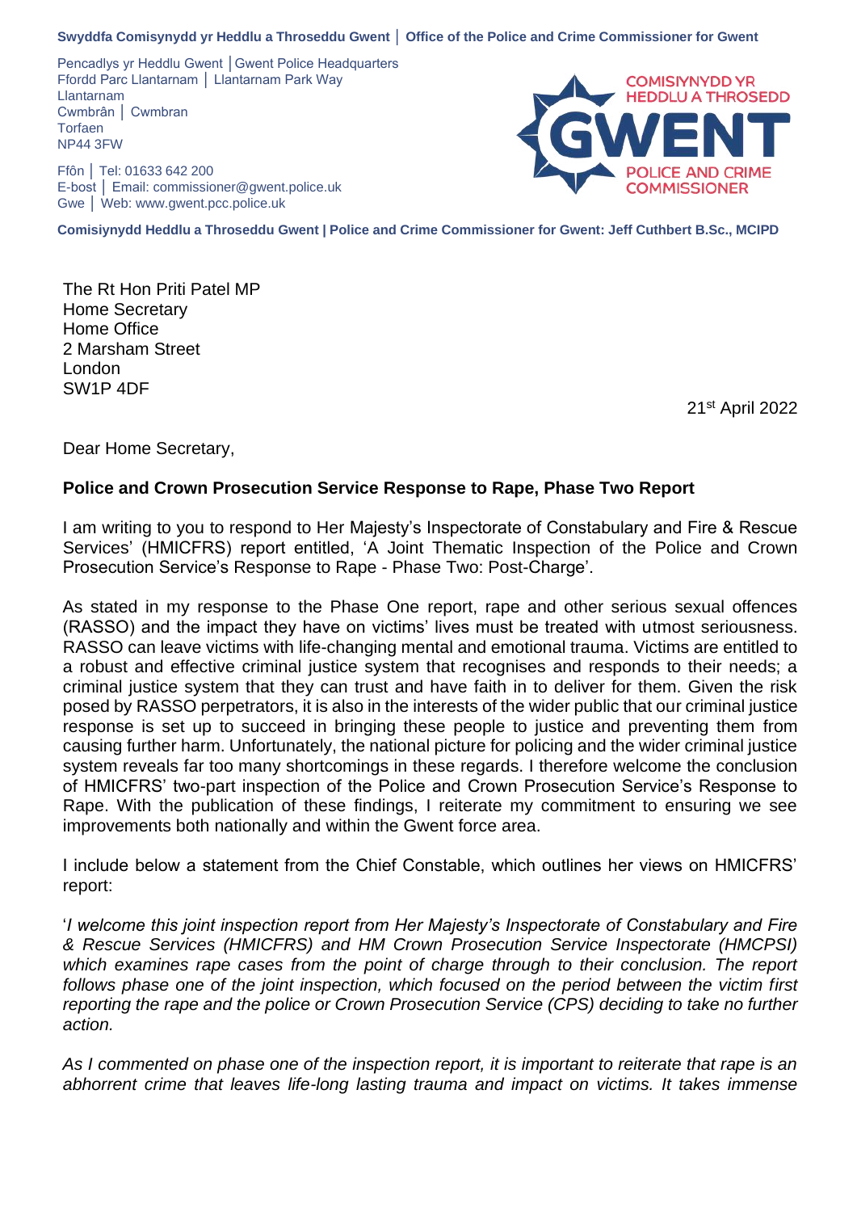**Swyddfa Comisynydd yr Heddlu a Throseddu Gwent │ Office of the Police and Crime Commissioner for Gwent**

Pencadlys yr Heddlu Gwent │Gwent Police Headquarters
Ffordd Parc Llantarnam │ Llantarnam Park Way
Llantarnam
Cwmbrân │ Cwmbran
Torfaen
NP44 3FW

Ffôn │ Tel: 01633 642 200
E-bost │ Email: commissioner@gwent.police.uk
Gwe │ Web: www.gwent.pcc.police.uk

COMISIYNYDD YR HEDDLU A THROSEDD
GWENT
POLICE AND CRIME COMMISSIONER

**Comisiynydd Heddlu a Throseddu Gwent | Police and Crime Commissioner for Gwent: Jeff Cuthbert B.Sc., MCIPD**

The Rt Hon Priti Patel MP
Home Secretary
Home Office
2 Marsham Street
London
SW1P 4DF

21st April 2022

Dear Home Secretary,

**Police and Crown Prosecution Service Response to Rape, Phase Two Report**

I am writing to you to respond to Her Majesty's Inspectorate of Constabulary and Fire & Rescue Services' (HMICFRS) report entitled, 'A Joint Thematic Inspection of the Police and Crown Prosecution Service's Response to Rape - Phase Two: Post-Charge'.

As stated in my response to the Phase One report, rape and other serious sexual offences (RASSO) and the impact they have on victims' lives must be treated with utmost seriousness. RASSO can leave victims with life-changing mental and emotional trauma. Victims are entitled to a robust and effective criminal justice system that recognises and responds to their needs; a criminal justice system that they can trust and have faith in to deliver for them. Given the risk posed by RASSO perpetrators, it is also in the interests of the wider public that our criminal justice response is set up to succeed in bringing these people to justice and preventing them from causing further harm. Unfortunately, the national picture for policing and the wider criminal justice system reveals far too many shortcomings in these regards. I therefore welcome the conclusion of HMICFRS' two-part inspection of the Police and Crown Prosecution Service's Response to Rape. With the publication of these findings, I reiterate my commitment to ensuring we see improvements both nationally and within the Gwent force area.

I include below a statement from the Chief Constable, which outlines her views on HMICFRS' report:

'*I welcome this joint inspection report from Her Majesty's Inspectorate of Constabulary and Fire & Rescue Services (HMICFRS) and HM Crown Prosecution Service Inspectorate (HMCPSI) which examines rape cases from the point of charge through to their conclusion. The report follows phase one of the joint inspection, which focused on the period between the victim first reporting the rape and the police or Crown Prosecution Service (CPS) deciding to take no further action.*

*As I commented on phase one of the inspection report, it is important to reiterate that rape is an abhorrent crime that leaves life-long lasting trauma and impact on victims. It takes immense*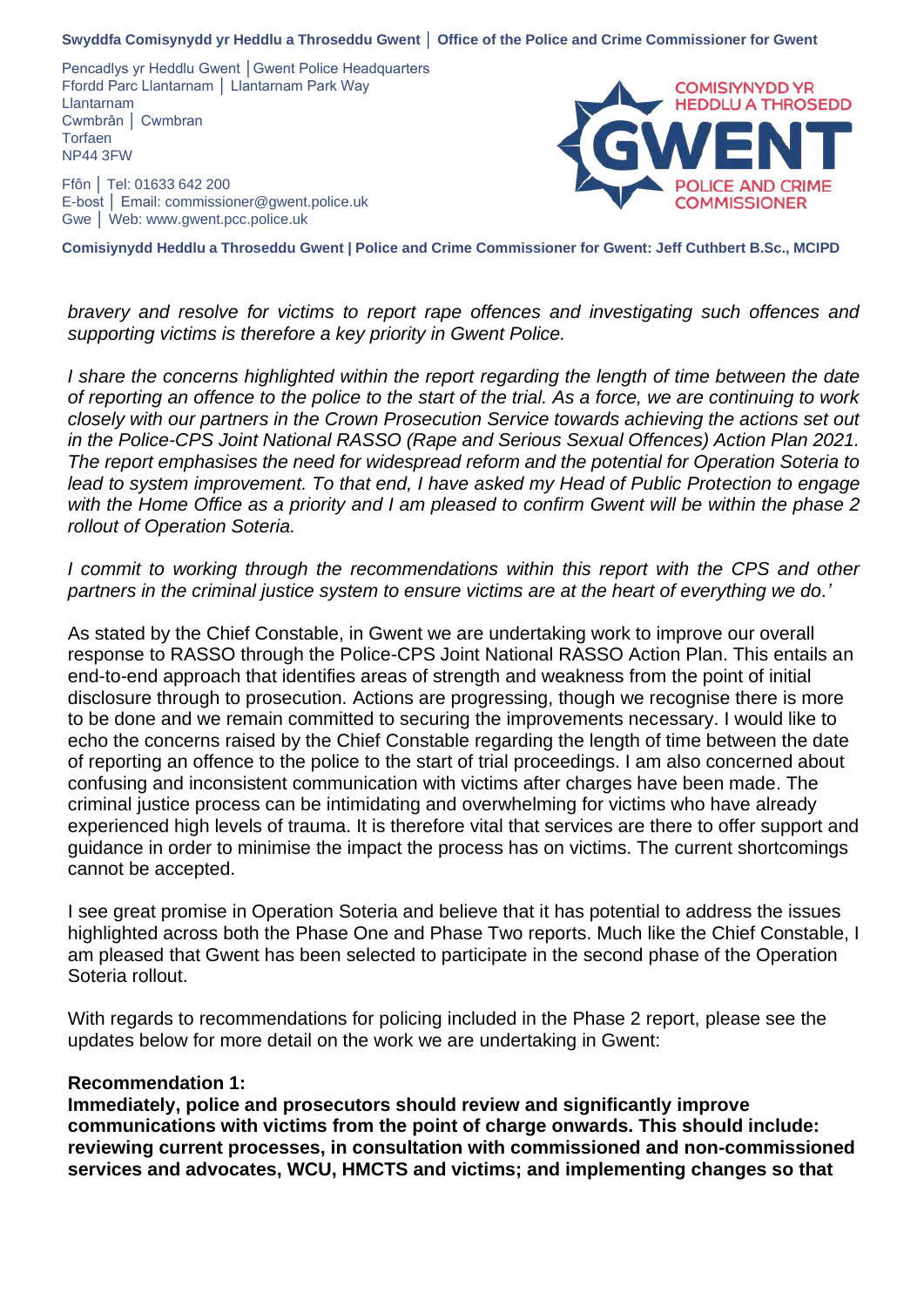*bravery and resolve for victims to report rape offences and investigating such offences and supporting victims is therefore a key priority in Gwent Police.*

*I share the concerns highlighted within the report regarding the length of time between the date of reporting an offence to the police to the start of the trial. As a force, we are continuing to work closely with our partners in the Crown Prosecution Service towards achieving the actions set out in the Police-CPS Joint National RASSO (Rape and Serious Sexual Offences) Action Plan 2021. The report emphasises the need for widespread reform and the potential for Operation Soteria to lead to system improvement. To that end, I have asked my Head of Public Protection to engage with the Home Office as a priority and I am pleased to confirm Gwent will be within the phase 2 rollout of Operation Soteria.*

*I commit to working through the recommendations within this report with the CPS and other partners in the criminal justice system to ensure victims are at the heart of everything we do.'*

As stated by the Chief Constable, in Gwent we are undertaking work to improve our overall response to RASSO through the Police-CPS Joint National RASSO Action Plan. This entails an end-to-end approach that identifies areas of strength and weakness from the point of initial disclosure through to prosecution. Actions are progressing, though we recognise there is more to be done and we remain committed to securing the improvements necessary. I would like to echo the concerns raised by the Chief Constable regarding the length of time between the date of reporting an offence to the police to the start of trial proceedings. I am also concerned about confusing and inconsistent communication with victims after charges have been made. The criminal justice process can be intimidating and overwhelming for victims who have already experienced high levels of trauma. It is therefore vital that services are there to offer support and guidance in order to minimise the impact the process has on victims. The current shortcomings cannot be accepted.

I see great promise in Operation Soteria and believe that it has potential to address the issues highlighted across both the Phase One and Phase Two reports. Much like the Chief Constable, I am pleased that Gwent has been selected to participate in the second phase of the Operation Soteria rollout.

With regards to recommendations for policing included in the Phase 2 report, please see the updates below for more detail on the work we are undertaking in Gwent:

**Recommendation 1:**
**Immediately, police and prosecutors should review and significantly improve communications with victims from the point of charge onwards. This should include: reviewing current processes, in consultation with commissioned and non-commissioned services and advocates, WCU, HMCTS and victims; and implementing changes so that**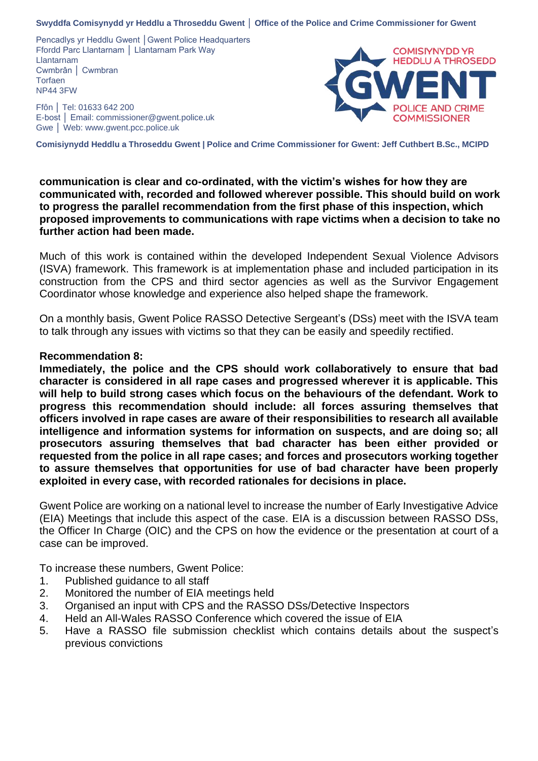**communication is clear and co-ordinated, with the victim's wishes for how they are communicated with, recorded and followed wherever possible. This should build on work to progress the parallel recommendation from the first phase of this inspection, which proposed improvements to communications with rape victims when a decision to take no further action had been made.**

Much of this work is contained within the developed Independent Sexual Violence Advisors (ISVA) framework. This framework is at implementation phase and included participation in its construction from the CPS and third sector agencies as well as the Survivor Engagement Coordinator whose knowledge and experience also helped shape the framework.

On a monthly basis, Gwent Police RASSO Detective Sergeant's (DSs) meet with the ISVA team to talk through any issues with victims so that they can be easily and speedily rectified.

**Recommendation 8:**
**Immediately, the police and the CPS should work collaboratively to ensure that bad character is considered in all rape cases and progressed wherever it is applicable. This will help to build strong cases which focus on the behaviours of the defendant. Work to progress this recommendation should include: all forces assuring themselves that officers involved in rape cases are aware of their responsibilities to research all available intelligence and information systems for information on suspects, and are doing so; all prosecutors assuring themselves that bad character has been either provided or requested from the police in all rape cases; and forces and prosecutors working together to assure themselves that opportunities for use of bad character have been properly exploited in every case, with recorded rationales for decisions in place.**

Gwent Police are working on a national level to increase the number of Early Investigative Advice (EIA) Meetings that include this aspect of the case. EIA is a discussion between RASSO DSs, the Officer In Charge (OIC) and the CPS on how the evidence or the presentation at court of a case can be improved.

To increase these numbers, Gwent Police:

1. Published guidance to all staff
2. Monitored the number of EIA meetings held
3. Organised an input with CPS and the RASSO DSs/Detective Inspectors
4. Held an All-Wales RASSO Conference which covered the issue of EIA
5. Have a RASSO file submission checklist which contains details about the suspect's previous convictions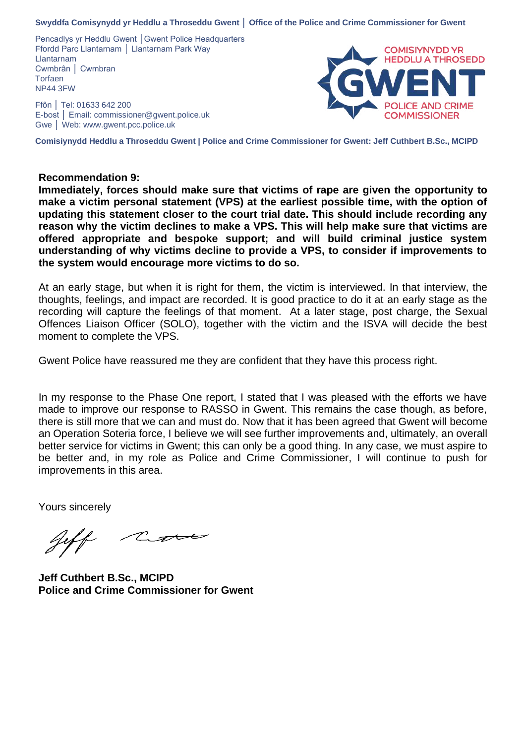**Recommendation 9:**
**Immediately, forces should make sure that victims of rape are given the opportunity to make a victim personal statement (VPS) at the earliest possible time, with the option of updating this statement closer to the court trial date. This should include recording any reason why the victim declines to make a VPS. This will help make sure that victims are offered appropriate and bespoke support; and will build criminal justice system understanding of why victims decline to provide a VPS, to consider if improvements to the system would encourage more victims to do so.**

At an early stage, but when it is right for them, the victim is interviewed. In that interview, the thoughts, feelings, and impact are recorded. It is good practice to do it at an early stage as the recording will capture the feelings of that moment. At a later stage, post charge, the Sexual Offences Liaison Officer (SOLO), together with the victim and the ISVA will decide the best moment to complete the VPS.

Gwent Police have reassured me they are confident that they have this process right.

In my response to the Phase One report, I stated that I was pleased with the efforts we have made to improve our response to RASSO in Gwent. This remains the case though, as before, there is still more that we can and must do. Now that it has been agreed that Gwent will become an Operation Soteria force, I believe we will see further improvements and, ultimately, an overall better service for victims in Gwent; this can only be a good thing. In any case, we must aspire to be better and, in my role as Police and Crime Commissioner, I will continue to push for improvements in this area.

Yours sincerely

**Jeff Cuthbert B.Sc., MCIPD**
**Police and Crime Commissioner for Gwent**